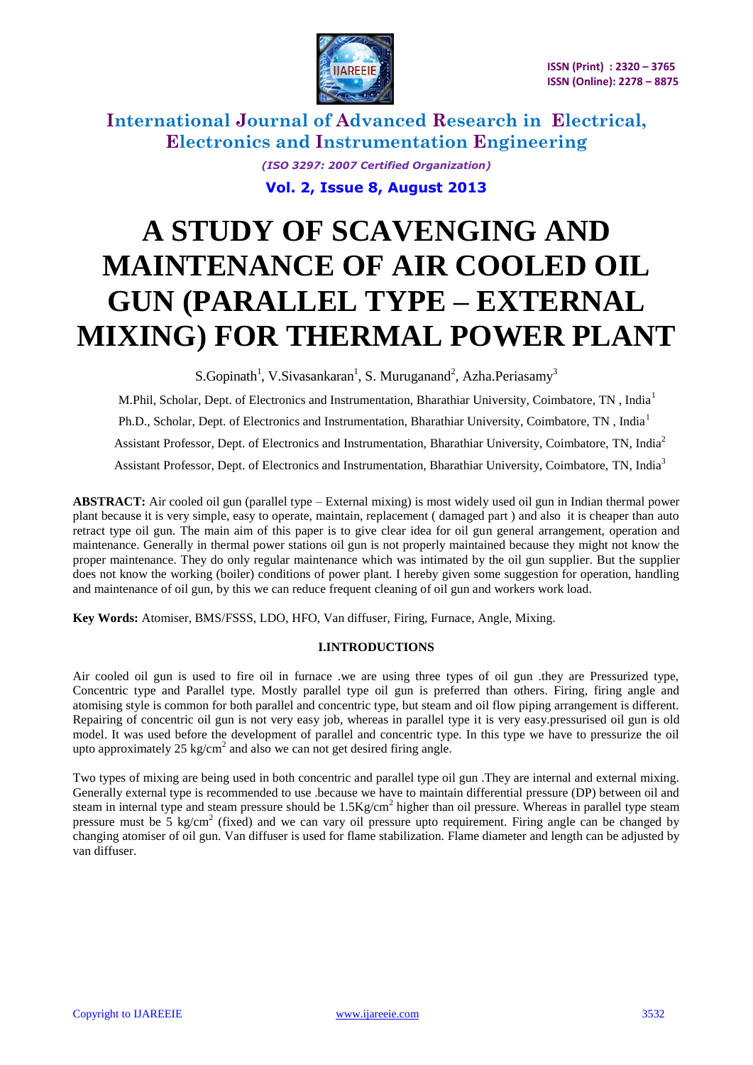# A STUDY OF SCAVENGING AND MAINTENANCE OF AIR COOLED OIL GUN (PARALLEL TYPE – EXTERNAL MIXING) FOR THERMAL POWER PLANT

S.Gopinath[1], V.Sivasankaran[1], S. Muruganand[2], Azha.Periasamy[3]

M.Phil, Scholar, Dept. of Electronics and Instrumentation, Bharathiar University, Coimbatore, TN , India[1]

Ph.D., Scholar, Dept. of Electronics and Instrumentation, Bharathiar University, Coimbatore, TN , India[1]

Assistant Professor, Dept. of Electronics and Instrumentation, Bharathiar University, Coimbatore, TN, India[2]

Assistant Professor, Dept. of Electronics and Instrumentation, Bharathiar University, Coimbatore, TN, India[3]

**ABSTRACT:** Air cooled oil gun (parallel type – External mixing) is most widely used oil gun in Indian thermal power plant because it is very simple, easy to operate, maintain, replacement ( damaged part ) and also it is cheaper than auto retract type oil gun. The main aim of this paper is to give clear idea for oil gun general arrangement, operation and maintenance. Generally in thermal power stations oil gun is not properly maintained because they might not know the proper maintenance. They do only regular maintenance which was intimated by the oil gun supplier. But the supplier does not know the working (boiler) conditions of power plant. I hereby given some suggestion for operation, handling and maintenance of oil gun, by this we can reduce frequent cleaning of oil gun and workers work load.

**Key Words:** Atomiser, BMS/FSSS, LDO, HFO, Van diffuser, Firing, Furnace, Angle, Mixing.

## I.INTRODUCTIONS

Air cooled oil gun is used to fire oil in furnace .we are using three types of oil gun .they are Pressurized type, Concentric type and Parallel type. Mostly parallel type oil gun is preferred than others. Firing, firing angle and atomising style is common for both parallel and concentric type, but steam and oil flow piping arrangement is different. Repairing of concentric oil gun is not very easy job, whereas in parallel type it is very easy.pressurised oil gun is old model. It was used before the development of parallel and concentric type. In this type we have to pressurize the oil upto approximately 25 $kg/cm^2$ and also we can not get desired firing angle.

Two types of mixing are being used in both concentric and parallel type oil gun .They are internal and external mixing. Generally external type is recommended to use .because we have to maintain differential pressure (DP) between oil and steam in internal type and steam pressure should be 1.5$Kg/cm^2$ higher than oil pressure. Whereas in parallel type steam pressure must be 5 $kg/cm^2$ (fixed) and we can vary oil pressure upto requirement. Firing angle can be changed by changing atomiser of oil gun. Van diffuser is used for flame stabilization. Flame diameter and length can be adjusted by van diffuser.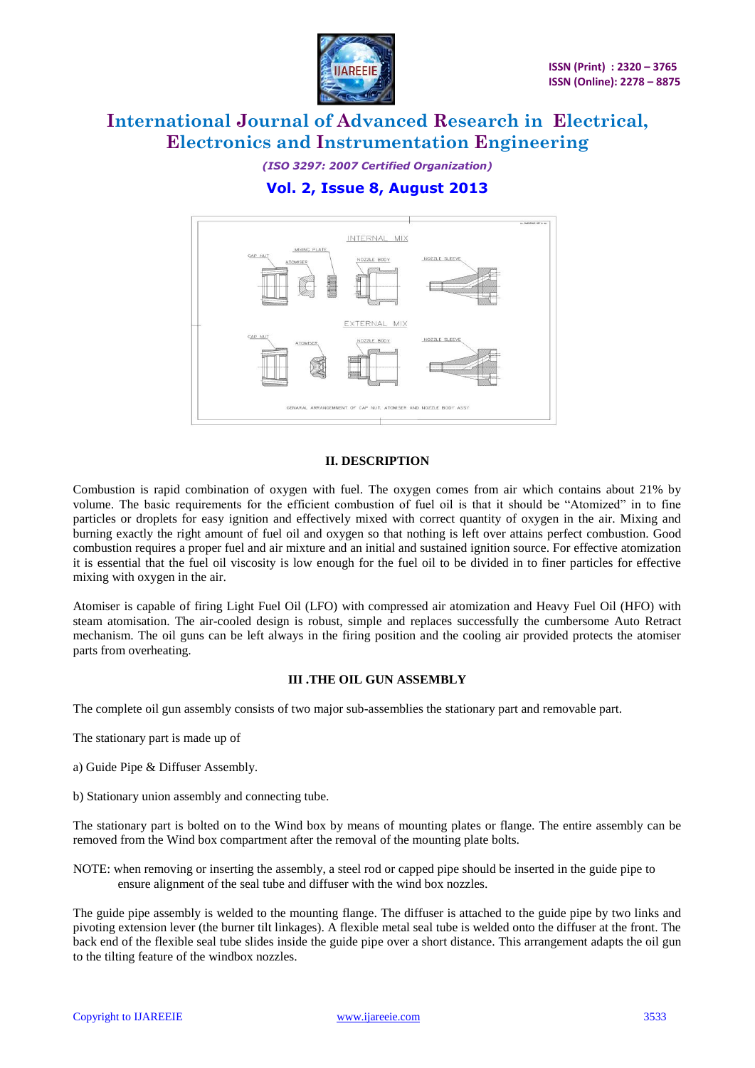## II. DESCRIPTION

Combustion is rapid combination of oxygen with fuel. The oxygen comes from air which contains about 21% by volume. The basic requirements for the efficient combustion of fuel oil is that it should be "Atomized" in to fine particles or droplets for easy ignition and effectively mixed with correct quantity of oxygen in the air. Mixing and burning exactly the right amount of fuel oil and oxygen so that nothing is left over attains perfect combustion. Good combustion requires a proper fuel and air mixture and an initial and sustained ignition source. For effective atomization it is essential that the fuel oil viscosity is low enough for the fuel oil to be divided in to finer particles for effective mixing with oxygen in the air.

Atomiser is capable of firing Light Fuel Oil (LFO) with compressed air atomization and Heavy Fuel Oil (HFO) with steam atomisation. The air-cooled design is robust, simple and replaces successfully the cumbersome Auto Retract mechanism. The oil guns can be left always in the firing position and the cooling air provided protects the atomiser parts from overheating.

## III .THE OIL GUN ASSEMBLY

The complete oil gun assembly consists of two major sub-assemblies the stationary part and removable part.

The stationary part is made up of

a) Guide Pipe & Diffuser Assembly.

b) Stationary union assembly and connecting tube.

The stationary part is bolted on to the Wind box by means of mounting plates or flange. The entire assembly can be removed from the Wind box compartment after the removal of the mounting plate bolts.

NOTE: when removing or inserting the assembly, a steel rod or capped pipe should be inserted in the guide pipe to ensure alignment of the seal tube and diffuser with the wind box nozzles.

The guide pipe assembly is welded to the mounting flange. The diffuser is attached to the guide pipe by two links and pivoting extension lever (the burner tilt linkages). A flexible metal seal tube is welded onto the diffuser at the front. The back end of the flexible seal tube slides inside the guide pipe over a short distance. This arrangement adapts the oil gun to the tilting feature of the windbox nozzles.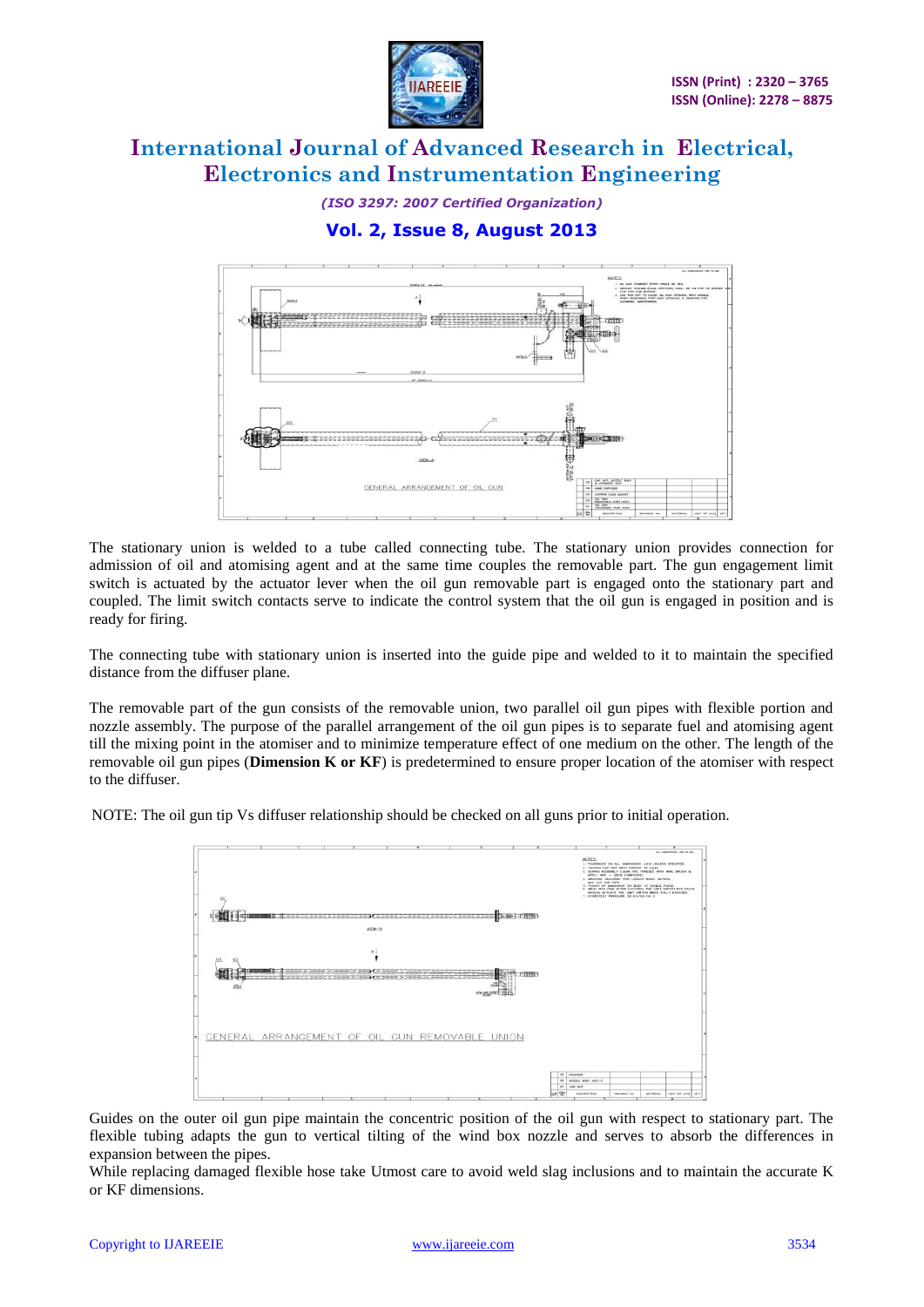The stationary union is welded to a tube called connecting tube. The stationary union provides connection for admission of oil and atomising agent and at the same time couples the removable part. The gun engagement limit switch is actuated by the actuator lever when the oil gun removable part is engaged onto the stationary part and coupled. The limit switch contacts serve to indicate the control system that the oil gun is engaged in position and is ready for firing.

The connecting tube with stationary union is inserted into the guide pipe and welded to it to maintain the specified distance from the diffuser plane.

The removable part of the gun consists of the removable union, two parallel oil gun pipes with flexible portion and nozzle assembly. The purpose of the parallel arrangement of the oil gun pipes is to separate fuel and atomising agent till the mixing point in the atomiser and to minimize temperature effect of one medium on the other. The length of the removable oil gun pipes (**Dimension K or KF**) is predetermined to ensure proper location of the atomiser with respect to the diffuser.

NOTE: The oil gun tip Vs diffuser relationship should be checked on all guns prior to initial operation.

Guides on the outer oil gun pipe maintain the concentric position of the oil gun with respect to stationary part. The flexible tubing adapts the gun to vertical tilting of the wind box nozzle and serves to absorb the differences in expansion between the pipes.

While replacing damaged flexible hose take Utmost care to avoid weld slag inclusions and to maintain the accurate K or KF dimensions.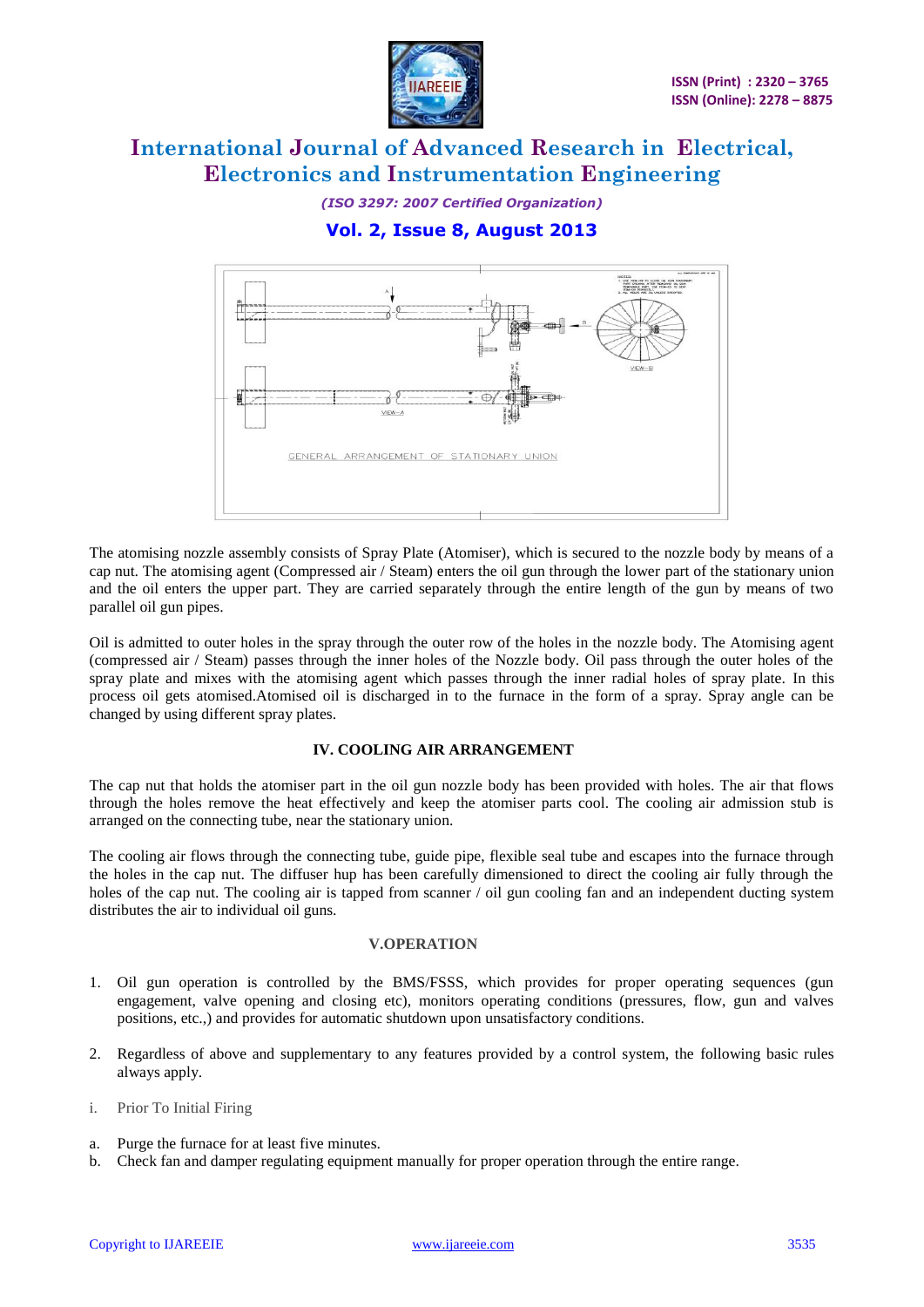GENERAL ARRANGEMENT OF STATIONARY UNION

The atomising nozzle assembly consists of Spray Plate (Atomiser), which is secured to the nozzle body by means of a cap nut. The atomising agent (Compressed air / Steam) enters the oil gun through the lower part of the stationary union and the oil enters the upper part. They are carried separately through the entire length of the gun by means of two parallel oil gun pipes.

Oil is admitted to outer holes in the spray through the outer row of the holes in the nozzle body. The Atomising agent (compressed air / Steam) passes through the inner holes of the Nozzle body. Oil pass through the outer holes of the spray plate and mixes with the atomising agent which passes through the inner radial holes of spray plate. In this process oil gets atomised.Atomised oil is discharged in to the furnace in the form of a spray. Spray angle can be changed by using different spray plates.

## IV. COOLING AIR ARRANGEMENT

The cap nut that holds the atomiser part in the oil gun nozzle body has been provided with holes. The air that flows through the holes remove the heat effectively and keep the atomiser parts cool. The cooling air admission stub is arranged on the connecting tube, near the stationary union.

The cooling air flows through the connecting tube, guide pipe, flexible seal tube and escapes into the furnace through the holes in the cap nut. The diffuser hup has been carefully dimensioned to direct the cooling air fully through the holes of the cap nut. The cooling air is tapped from scanner / oil gun cooling fan and an independent ducting system distributes the air to individual oil guns.

## V.OPERATION

1. Oil gun operation is controlled by the BMS/FSSS, which provides for proper operating sequences (gun engagement, valve opening and closing etc), monitors operating conditions (pressures, flow, gun and valves positions, etc.,) and provides for automatic shutdown upon unsatisfactory conditions.

2. Regardless of above and supplementary to any features provided by a control system, the following basic rules always apply.

i. Prior To Initial Firing

a. Purge the furnace for at least five minutes.
b. Check fan and damper regulating equipment manually for proper operation through the entire range.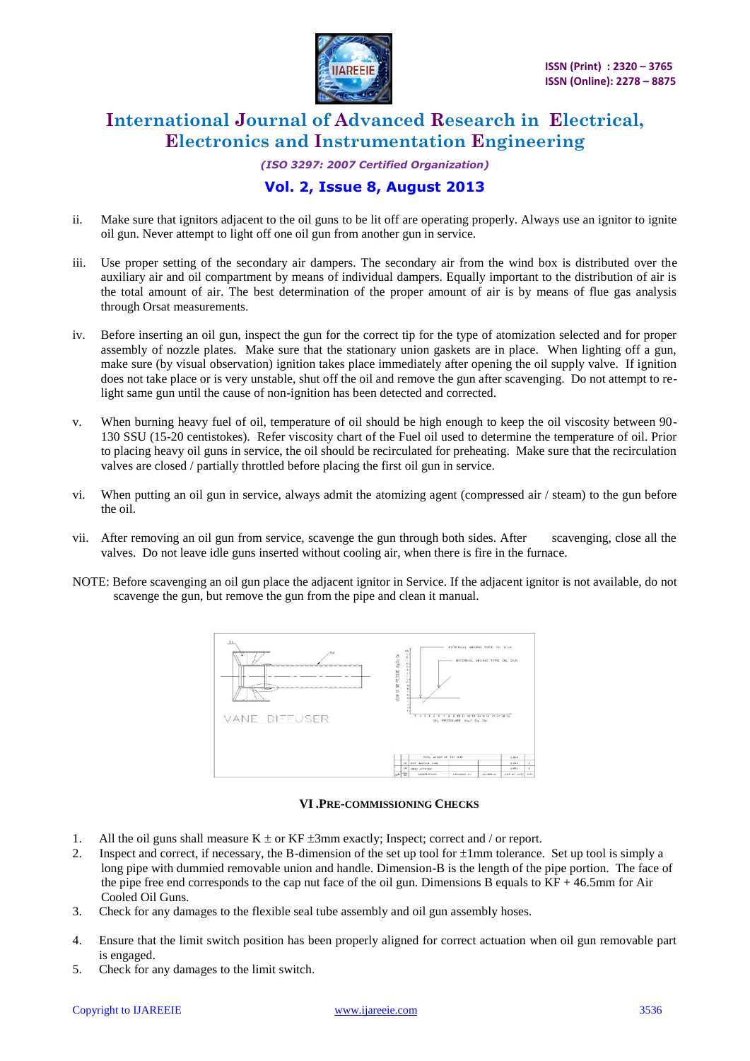ii. Make sure that ignitors adjacent to the oil guns to be lit off are operating properly. Always use an ignitor to ignite oil gun. Never attempt to light off one oil gun from another gun in service.

iii. Use proper setting of the secondary air dampers. The secondary air from the wind box is distributed over the auxiliary air and oil compartment by means of individual dampers. Equally important to the distribution of air is the total amount of air. The best determination of the proper amount of air is by means of flue gas analysis through Orsat measurements.

iv. Before inserting an oil gun, inspect the gun for the correct tip for the type of atomization selected and for proper assembly of nozzle plates. Make sure that the stationary union gaskets are in place. When lighting off a gun, make sure (by visual observation) ignition takes place immediately after opening the oil supply valve. If ignition does not take place or is very unstable, shut off the oil and remove the gun after scavenging. Do not attempt to re-light same gun until the cause of non-ignition has been detected and corrected.

v. When burning heavy fuel of oil, temperature of oil should be high enough to keep the oil viscosity between 90-130 SSU (15-20 centistokes). Refer viscosity chart of the Fuel oil used to determine the temperature of oil. Prior to placing heavy oil guns in service, the oil should be recirculated for preheating. Make sure that the recirculation valves are closed / partially throttled before placing the first oil gun in service.

vi. When putting an oil gun in service, always admit the atomizing agent (compressed air / steam) to the gun before the oil.

vii. After removing an oil gun from service, scavenge the gun through both sides. After scavenging, close all the valves. Do not leave idle guns inserted without cooling air, when there is fire in the furnace.

NOTE: Before scavenging an oil gun place the adjacent ignitor in Service. If the adjacent ignitor is not available, do not scavenge the gun, but remove the gun from the pipe and clean it manual.

VANE DIFFUSER

## VI .PRE-COMMISSIONING CHECKS

1. All the oil guns shall measure K ± or KF ±3mm exactly; Inspect; correct and / or report.
2. Inspect and correct, if necessary, the B-dimension of the set up tool for ±1mm tolerance. Set up tool is simply a long pipe with dummied removable union and handle. Dimension-B is the length of the pipe portion. The face of the pipe free end corresponds to the cap nut face of the oil gun. Dimensions B equals to KF + 46.5mm for Air Cooled Oil Guns.
3. Check for any damages to the flexible seal tube assembly and oil gun assembly hoses.
4. Ensure that the limit switch position has been properly aligned for correct actuation when oil gun removable part is engaged.
5. Check for any damages to the limit switch.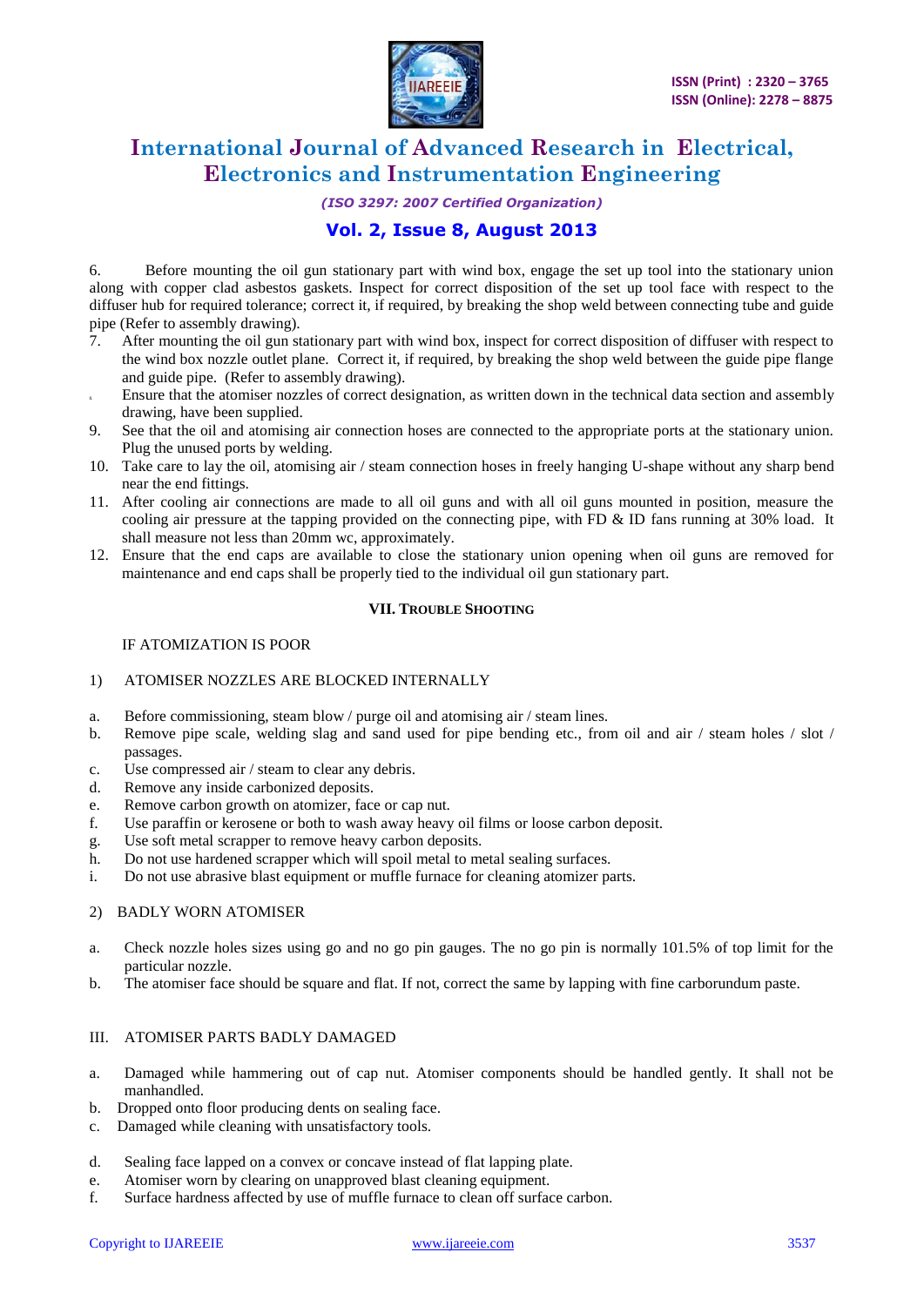6. Before mounting the oil gun stationary part with wind box, engage the set up tool into the stationary union along with copper clad asbestos gaskets. Inspect for correct disposition of the set up tool face with respect to the diffuser hub for required tolerance; correct it, if required, by breaking the shop weld between connecting tube and guide pipe (Refer to assembly drawing).

7. After mounting the oil gun stationary part with wind box, inspect for correct disposition of diffuser with respect to the wind box nozzle outlet plane. Correct it, if required, by breaking the shop weld between the guide pipe flange and guide pipe. (Refer to assembly drawing).
8. Ensure that the atomiser nozzles of correct designation, as written down in the technical data section and assembly drawing, have been supplied.
9. See that the oil and atomising air connection hoses are connected to the appropriate ports at the stationary union. Plug the unused ports by welding.
10. Take care to lay the oil, atomising air / steam connection hoses in freely hanging U-shape without any sharp bend near the end fittings.
11. After cooling air connections are made to all oil guns and with all oil guns mounted in position, measure the cooling air pressure at the tapping provided on the connecting pipe, with FD & ID fans running at 30% load. It shall measure not less than 20mm wc, approximately.
12. Ensure that the end caps are available to close the stationary union opening when oil guns are removed for maintenance and end caps shall be properly tied to the individual oil gun stationary part.

## VII. Trouble Shooting

IF ATOMIZATION IS POOR

1) ATOMISER NOZZLES ARE BLOCKED INTERNALLY

a. Before commissioning, steam blow / purge oil and atomising air / steam lines.
b. Remove pipe scale, welding slag and sand used for pipe bending etc., from oil and air / steam holes / slot / passages.
c. Use compressed air / steam to clear any debris.
d. Remove any inside carbonized deposits.
e. Remove carbon growth on atomizer, face or cap nut.
f. Use paraffin or kerosene or both to wash away heavy oil films or loose carbon deposit.
g. Use soft metal scrapper to remove heavy carbon deposits.
h. Do not use hardened scrapper which will spoil metal to metal sealing surfaces.
i. Do not use abrasive blast equipment or muffle furnace for cleaning atomizer parts.

2) BADLY WORN ATOMISER

a. Check nozzle holes sizes using go and no go pin gauges. The no go pin is normally 101.5% of top limit for the particular nozzle.
b. The atomiser face should be square and flat. If not, correct the same by lapping with fine carborundum paste.

III. ATOMISER PARTS BADLY DAMAGED

a. Damaged while hammering out of cap nut. Atomiser components should be handled gently. It shall not be manhandled.
b. Dropped onto floor producing dents on sealing face.
c. Damaged while cleaning with unsatisfactory tools.

d. Sealing face lapped on a convex or concave instead of flat lapping plate.
e. Atomiser worn by clearing on unapproved blast cleaning equipment.
f. Surface hardness affected by use of muffle furnace to clean off surface carbon.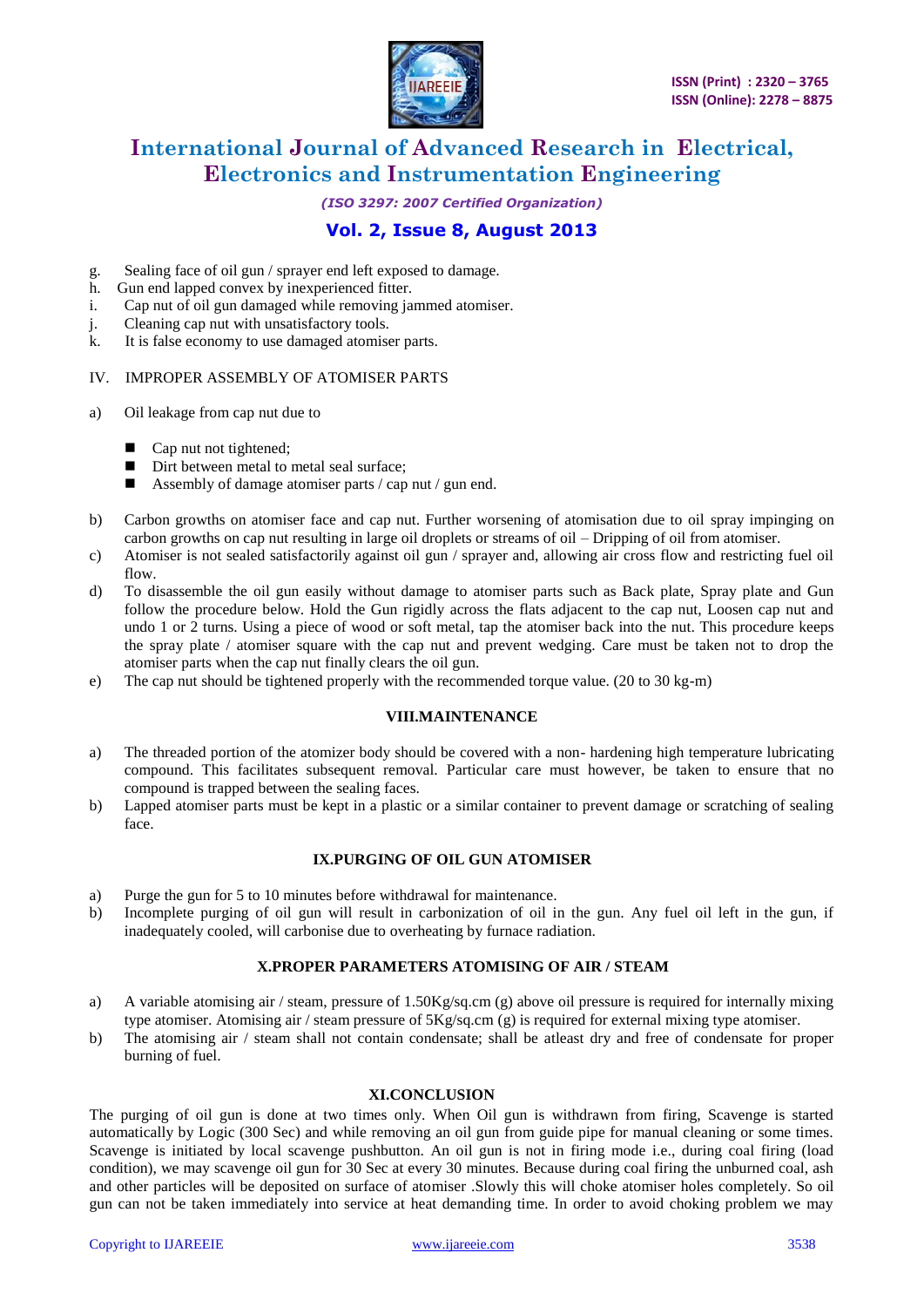g. Sealing face of oil gun / sprayer end left exposed to damage.
h. Gun end lapped convex by inexperienced fitter.
i. Cap nut of oil gun damaged while removing jammed atomiser.
j. Cleaning cap nut with unsatisfactory tools.
k. It is false economy to use damaged atomiser parts.

## IV. IMPROPER ASSEMBLY OF ATOMISER PARTS

a) Oil leakage from cap nut due to

- Cap nut not tightened;
- Dirt between metal to metal seal surface;
- Assembly of damage atomiser parts / cap nut / gun end.

b) Carbon growths on atomiser face and cap nut. Further worsening of atomisation due to oil spray impinging on carbon growths on cap nut resulting in large oil droplets or streams of oil – Dripping of oil from atomiser.

c) Atomiser is not sealed satisfactorily against oil gun / sprayer and, allowing air cross flow and restricting fuel oil flow.

d) To disassemble the oil gun easily without damage to atomiser parts such as Back plate, Spray plate and Gun follow the procedure below. Hold the Gun rigidly across the flats adjacent to the cap nut, Loosen cap nut and undo 1 or 2 turns. Using a piece of wood or soft metal, tap the atomiser back into the nut. This procedure keeps the spray plate / atomiser square with the cap nut and prevent wedging. Care must be taken not to drop the atomiser parts when the cap nut finally clears the oil gun.

e) The cap nut should be tightened properly with the recommended torque value. (20 to 30 kg-m)

## VIII.MAINTENANCE

a) The threaded portion of the atomizer body should be covered with a non- hardening high temperature lubricating compound. This facilitates subsequent removal. Particular care must however, be taken to ensure that no compound is trapped between the sealing faces.

b) Lapped atomiser parts must be kept in a plastic or a similar container to prevent damage or scratching of sealing face.

## IX.PURGING OF OIL GUN ATOMISER

a) Purge the gun for 5 to 10 minutes before withdrawal for maintenance.

b) Incomplete purging of oil gun will result in carbonization of oil in the gun. Any fuel oil left in the gun, if inadequately cooled, will carbonise due to overheating by furnace radiation.

## X.PROPER PARAMETERS ATOMISING OF AIR / STEAM

a) A variable atomising air / steam, pressure of 1.50Kg/sq.cm (g) above oil pressure is required for internally mixing type atomiser. Atomising air / steam pressure of 5Kg/sq.cm (g) is required for external mixing type atomiser.

b) The atomising air / steam shall not contain condensate; shall be atleast dry and free of condensate for proper burning of fuel.

## XI.CONCLUSION

The purging of oil gun is done at two times only. When Oil gun is withdrawn from firing, Scavenge is started automatically by Logic (300 Sec) and while removing an oil gun from guide pipe for manual cleaning or some times. Scavenge is initiated by local scavenge pushbutton. An oil gun is not in firing mode i.e., during coal firing (load condition), we may scavenge oil gun for 30 Sec at every 30 minutes. Because during coal firing the unburned coal, ash and other particles will be deposited on surface of atomiser .Slowly this will choke atomiser holes completely. So oil gun can not be taken immediately into service at heat demanding time. In order to avoid choking problem we may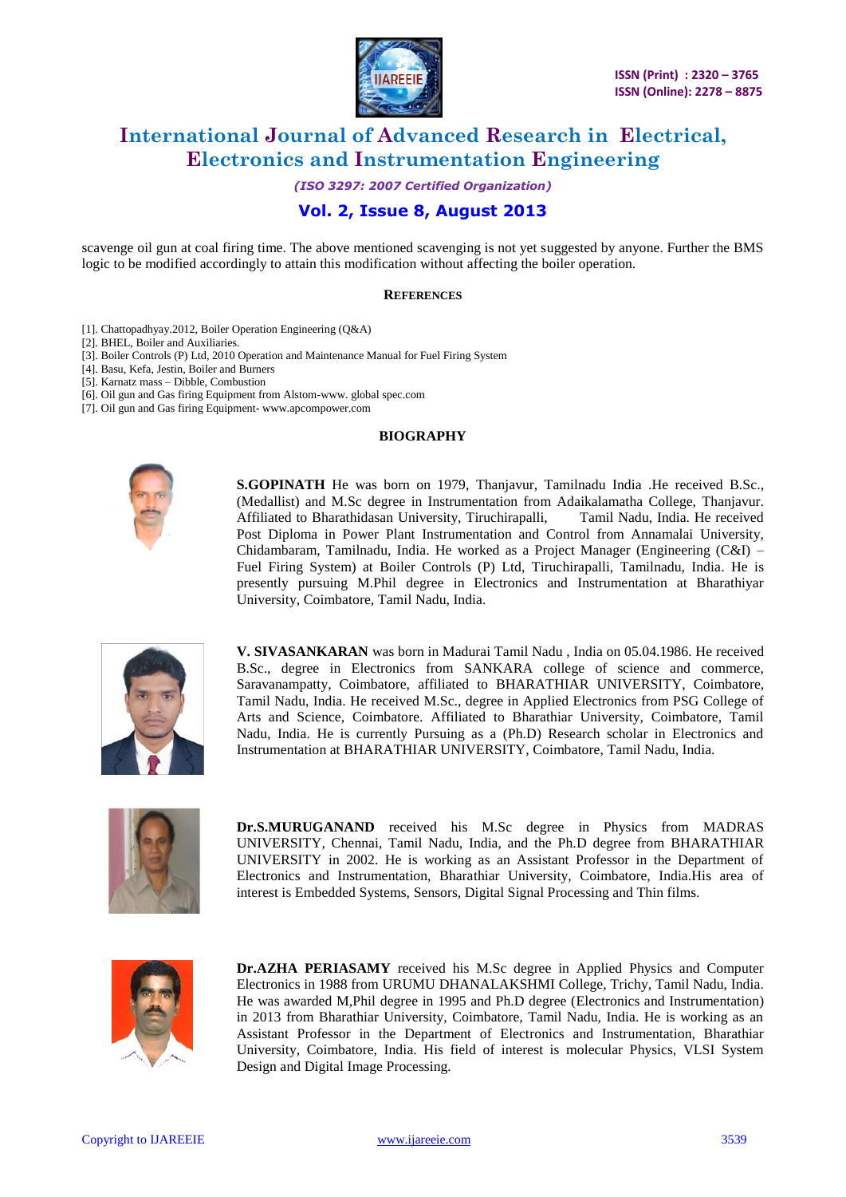scavenge oil gun at coal firing time. The above mentioned scavenging is not yet suggested by anyone. Further the BMS logic to be modified accordingly to attain this modification without affecting the boiler operation.

## REFERENCES

[1]. Chattopadhyay.2012, Boiler Operation Engineering (Q&A)
[2]. BHEL, Boiler and Auxiliaries.
[3]. Boiler Controls (P) Ltd, 2010 Operation and Maintenance Manual for Fuel Firing System
[4]. Basu, Kefa, Jestin, Boiler and Burners
[5]. Karnatz mass – Dibble, Combustion
[6]. Oil gun and Gas firing Equipment from Alstom-www. global spec.com
[7]. Oil gun and Gas firing Equipment- www.apcompower.com

## BIOGRAPHY

**S.GOPINATH** He was born on 1979, Thanjavur, Tamilnadu India .He received B.Sc., (Medallist) and M.Sc degree in Instrumentation from Adaikalamatha College, Thanjavur. Affiliated to Bharathidasan University, Tiruchirapalli, Tamil Nadu, India. He received Post Diploma in Power Plant Instrumentation and Control from Annamalai University, Chidambaram, Tamilnadu, India. He worked as a Project Manager (Engineering (C&I) – Fuel Firing System) at Boiler Controls (P) Ltd, Tiruchirapalli, Tamilnadu, India. He is presently pursuing M.Phil degree in Electronics and Instrumentation at Bharathiyar University, Coimbatore, Tamil Nadu, India.

**V. SIVASANKARAN** was born in Madurai Tamil Nadu , India on 05.04.1986. He received B.Sc., degree in Electronics from SANKARA college of science and commerce, Saravanampatty, Coimbatore, affiliated to BHARATHIAR UNIVERSITY, Coimbatore, Tamil Nadu, India. He received M.Sc., degree in Applied Electronics from PSG College of Arts and Science, Coimbatore. Affiliated to Bharathiar University, Coimbatore, Tamil Nadu, India. He is currently Pursuing as a (Ph.D) Research scholar in Electronics and Instrumentation at BHARATHIAR UNIVERSITY, Coimbatore, Tamil Nadu, India.

**Dr.S.MURUGANAND** received his M.Sc degree in Physics from MADRAS UNIVERSITY, Chennai, Tamil Nadu, India, and the Ph.D degree from BHARATHIAR UNIVERSITY in 2002. He is working as an Assistant Professor in the Department of Electronics and Instrumentation, Bharathiar University, Coimbatore, India.His area of interest is Embedded Systems, Sensors, Digital Signal Processing and Thin films.

**Dr.AZHA PERIASAMY** received his M.Sc degree in Applied Physics and Computer Electronics in 1988 from URUMU DHANALAKSHMI College, Trichy, Tamil Nadu, India. He was awarded M,Phil degree in 1995 and Ph.D degree (Electronics and Instrumentation) in 2013 from Bharathiar University, Coimbatore, Tamil Nadu, India. He is working as an Assistant Professor in the Department of Electronics and Instrumentation, Bharathiar University, Coimbatore, India. His field of interest is molecular Physics, VLSI System Design and Digital Image Processing.